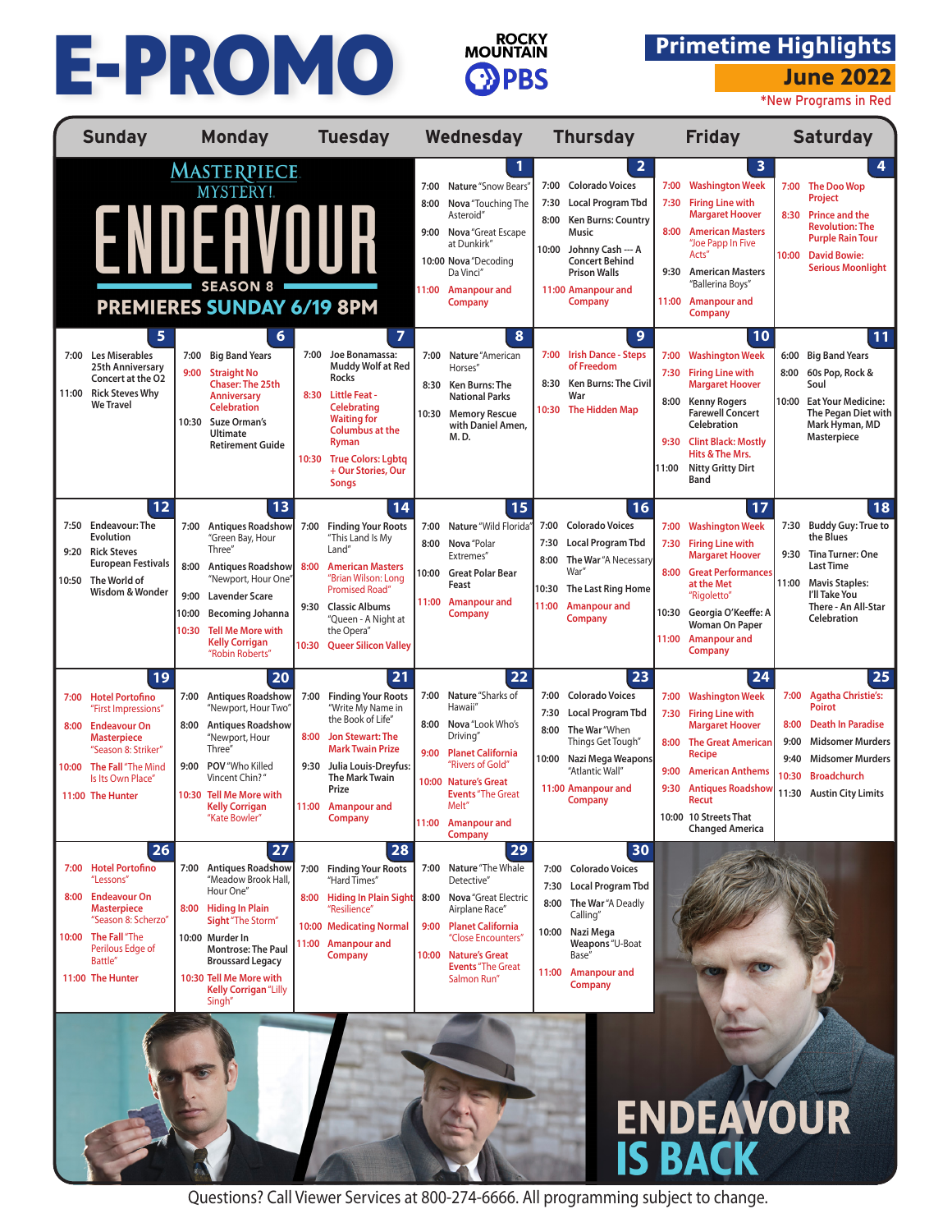# E-PROMO

ROCKY MOUNTAIN PBS

## Primetime Highlights

## June 2022

*New Programs in Red

| Sunday | Monday | Tuesday | Wednesday | Thursday | Friday | Saturday |
|---|---|---|---|---|---|---|
| MASTERPIECE MYSTERY! ENDEAVOUR SEASON 8 PREMIERES SUNDAY 6/19 8PM | | | **1**<br>7:00 Nature "Snow Bears"<br>8:00 Nova "Touching The Asteroid"<br>9:00 Nova "Great Escape at Dunkirk"<br>10:00 Nova "Decoding Da Vinci"<br>11:00 Amanpour and Company | **2**<br>7:00 Colorado Voices<br>7:30 Local Program Tbd<br>8:00 Ken Burns: Country Music<br>10:00 Johnny Cash --- A Concert Behind Prison Walls<br>11:00 Amanpour and Company | **3**<br>7:00 Washington Week<br>7:30 Firing Line with Margaret Hoover<br>8:00 American Masters "Joe Papp In Five Acts"<br>9:30 American Masters "Ballerina Boys"<br>11:00 Amanpour and Company | **4**<br>7:00 The Doo Wop Project<br>8:30 Prince and the Revolution: The Purple Rain Tour<br>10:00 David Bowie: Serious Moonlight |
| **5**<br>7:00 Les Miserables 25th Anniversary Concert at the O2<br>11:00 Rick Steves Why We Travel | **6**<br>7:00 Big Band Years<br>9:00 Straight No Chaser: The 25th Anniversary Celebration<br>10:30 Suze Orman's Ultimate Retirement Guide | **7**<br>7:00 Joe Bonamassa: Muddy Wolf at Red Rocks<br>8:30 Little Feat - Celebrating Waiting for Columbus at the Ryman<br>10:30 True Colors: Lgbtq + Our Stories, Our Songs | **8**<br>7:00 Nature "American Horses"<br>8:30 Ken Burns: The National Parks<br>10:30 Memory Rescue with Daniel Amen, M. D. | **9**<br>7:00 Irish Dance - Steps of Freedom<br>8:30 Ken Burns: The Civil War<br>10:30 The Hidden Map | **10**<br>7:00 Washington Week<br>7:30 Firing Line with Margaret Hoover<br>8:00 Kenny Rogers Farewell Concert Celebration<br>9:30 Clint Black: Mostly Hits & The Mrs.<br>11:00 Nitty Gritty Dirt Band | **11**<br>6:00 Big Band Years<br>8:00 60s Pop, Rock & Soul<br>10:00 Eat Your Medicine: The Pegan Diet with Mark Hyman, MD Masterpiece |
| **12**<br>7:50 Endeavour: The Evolution<br>9:20 Rick Steves European Festivals<br>10:50 The World of Wisdom & Wonder | **13**<br>7:00 Antiques Roadshow "Green Bay, Hour Three"<br>8:00 Antiques Roadshow "Newport, Hour One"<br>9:00 Lavender Scare<br>10:00 Becoming Johanna<br>10:30 Tell Me More with Kelly Corrigan "Robin Roberts" | **14**<br>7:00 Finding Your Roots "This Land Is My Land"<br>8:00 American Masters "Brian Wilson: Long Promised Road"<br>9:30 Classic Albums "Queen - A Night at the Opera"<br>10:30 Queer Silicon Valley | **15**<br>7:00 Nature "Wild Florida"<br>8:00 Nova "Polar Extremes"<br>10:00 Great Polar Bear Feast<br>11:00 Amanpour and Company | **16**<br>7:00 Colorado Voices<br>7:30 Local Program Tbd<br>8:00 The War "A Necessary War"<br>10:30 The Last Ring Home<br>11:00 Amanpour and Company | **17**<br>7:00 Washington Week<br>7:30 Firing Line with Margaret Hoover<br>8:00 Great Performances at the Met "Rigoletto"<br>10:30 Georgia O'Keeffe: A Woman On Paper<br>11:00 Amanpour and Company | **18**<br>7:30 Buddy Guy: True to the Blues<br>9:30 Tina Turner: One Last Time<br>11:00 Mavis Staples: I'll Take You There - An All-Star Celebration |
| **19**<br>7:00 Hotel Portofino "First Impressions"<br>8:00 Endeavour On Masterpiece "Season 8: Striker"<br>10:00 The Fall "The Mind Is Its Own Place"<br>11:00 The Hunter | **20**<br>7:00 Antiques Roadshow "Newport, Hour Two"<br>8:00 Antiques Roadshow "Newport, Hour Three"<br>9:00 POV "Who Killed Vincent Chin?"<br>10:30 Tell Me More with Kelly Corrigan "Kate Bowler" | **21**<br>7:00 Finding Your Roots "Write My Name in the Book of Life"<br>8:00 Jon Stewart: The Mark Twain Prize<br>9:30 Julia Louis-Dreyfus: The Mark Twain Prize<br>11:00 Amanpour and Company | **22**<br>7:00 Nature "Sharks of Hawaii"<br>8:00 Nova "Look Who's Driving"<br>9:00 Planet California "Rivers of Gold"<br>10:00 Nature's Great Events "The Great Melt"<br>11:00 Amanpour and Company | **23**<br>7:00 Colorado Voices<br>7:30 Local Program Tbd<br>8:00 The War "When Things Get Tough"<br>10:00 Nazi Mega Weapons "Atlantic Wall"<br>11:00 Amanpour and Company | **24**<br>7:00 Washington Week<br>7:30 Firing Line with Margaret Hoover<br>8:00 The Great American Recipe<br>9:00 American Anthems<br>9:30 Antiques Roadshow Recut<br>10:00 10 Streets That Changed America | **25**<br>7:00 Agatha Christie's: Poirot<br>8:00 Death In Paradise<br>9:00 Midsomer Murders<br>9:40 Midsomer Murders<br>10:30 Broadchurch<br>11:30 Austin City Limits |
| **26**<br>7:00 Hotel Portofino "Lessons"<br>8:00 Endeavour On Masterpiece "Season 8: Scherzo"<br>10:00 The Fall "The Perilous Edge of Battle"<br>11:00 The Hunter | **27**<br>7:00 Antiques Roadshow "Meadow Brook Hall, Hour One"<br>8:00 Hiding In Plain Sight "The Storm"<br>10:00 Murder In Montrose: The Paul Broussard Legacy<br>10:30 Tell Me More with Kelly Corrigan "Lilly Singh" | **28**<br>7:00 Finding Your Roots "Hard Times"<br>8:00 Hiding In Plain Sight "Resilience"<br>10:00 Medicating Normal<br>11:00 Amanpour and Company | **29**<br>7:00 Nature "The Whale Detective"<br>8:00 Nova "Great Electric Airplane Race"<br>9:00 Planet California "Close Encounters"<br>10:00 Nature's Great Events "The Great Salmon Run" | **30**<br>7:00 Colorado Voices<br>7:30 Local Program Tbd<br>8:00 The War "A Deadly Calling"<br>10:00 Nazi Mega Weapons "U-Boat Base"<br>11:00 Amanpour and Company | | |

ENDEAVOUR IS BACK

Questions? Call Viewer Services at 800-274-6666. All programming subject to change.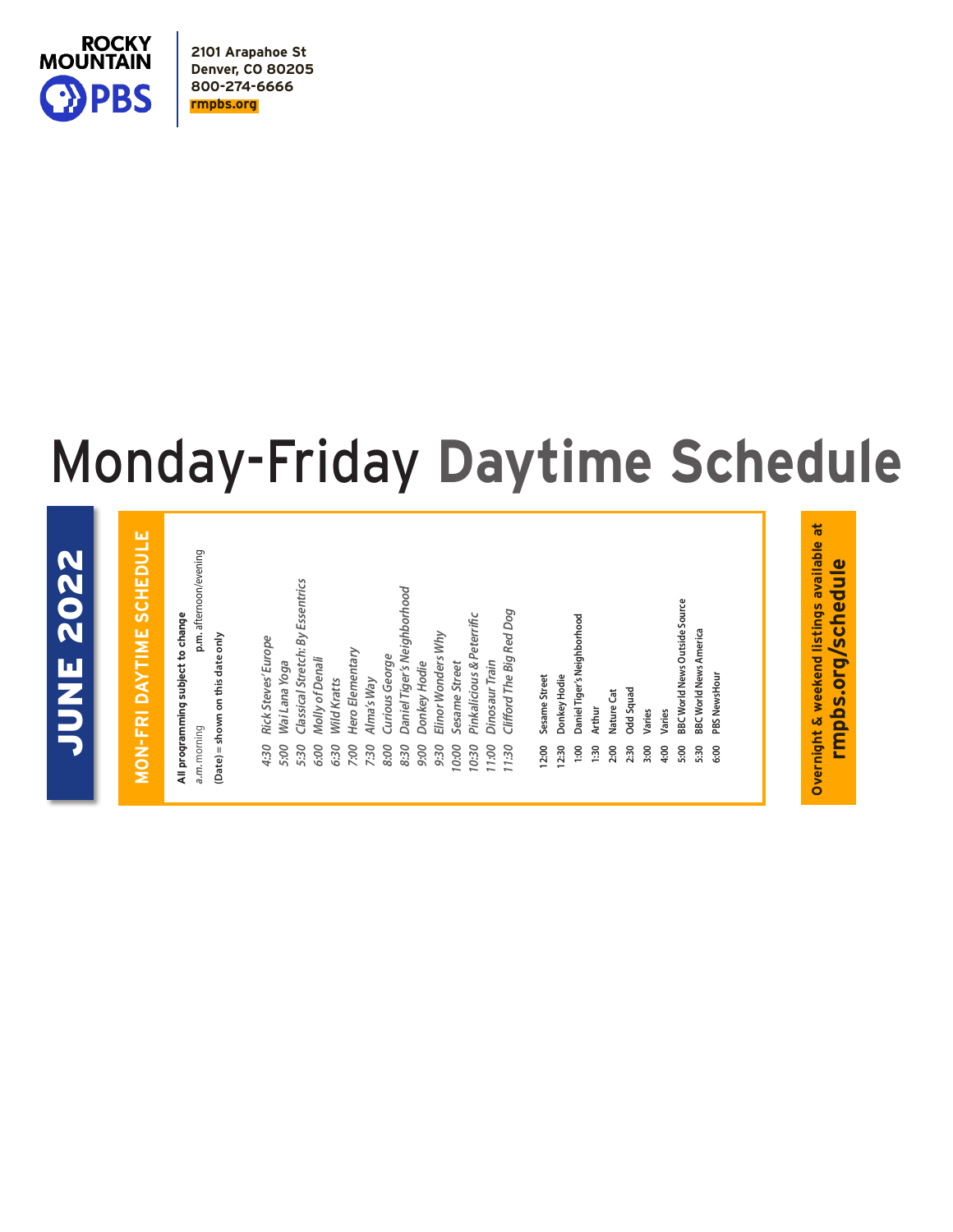**ROCKY MOUNTAIN PBS**

2101 Arapahoe St
Denver, CO 80205
800-274-6666
rmpbs.org

# Monday-Friday **Daytime Schedule**

## JUNE 2022

### MON-FRI DAYTIME SCHEDULE

**All programming subject to change**
*a.m.* morning **p.m.** afternoon/evening
**(Date) = shown on this date only**

| | |
|---|---|
| *4:30* | *Rick Steves' Europe* |
| *5:00* | *Wai Lana Yoga* |
| *5:30* | *Classical Stretch: By Essentrics* |
| *6:00* | *Molly of Denali* |
| *6:30* | *Wild Kratts* |
| *7:00* | *Hero Elementary* |
| *7:30* | *Alma's Way* |
| *8:00* | *Curious George* |
| *8:30* | *Daniel Tiger's Neighborhood* |
| *9:00* | *Donkey Hodie* |
| *9:30* | *Elinor Wonders Why* |
| *10:00* | *Sesame Street* |
| *10:30* | *Pinkalicious & Peterrific* |
| *11:00* | *Dinosaur Train* |
| *11:30* | *Clifford The Big Red Dog* |
| 12:00 | Sesame Street |
| 12:30 | Donkey Hodie |
| 1:00 | Daniel Tiger's Neighborhood |
| 1:30 | Arthur |
| 2:00 | Nature Cat |
| 2:30 | Odd Squad |
| 3:00 | Varies |
| 4:00 | Varies |
| 5:00 | BBC World News Outside Source |
| 5:30 | BBC World News America |
| 6:00 | PBS NewsHour |

**Overnight & weekend listings available at rmpbs.org/schedule**